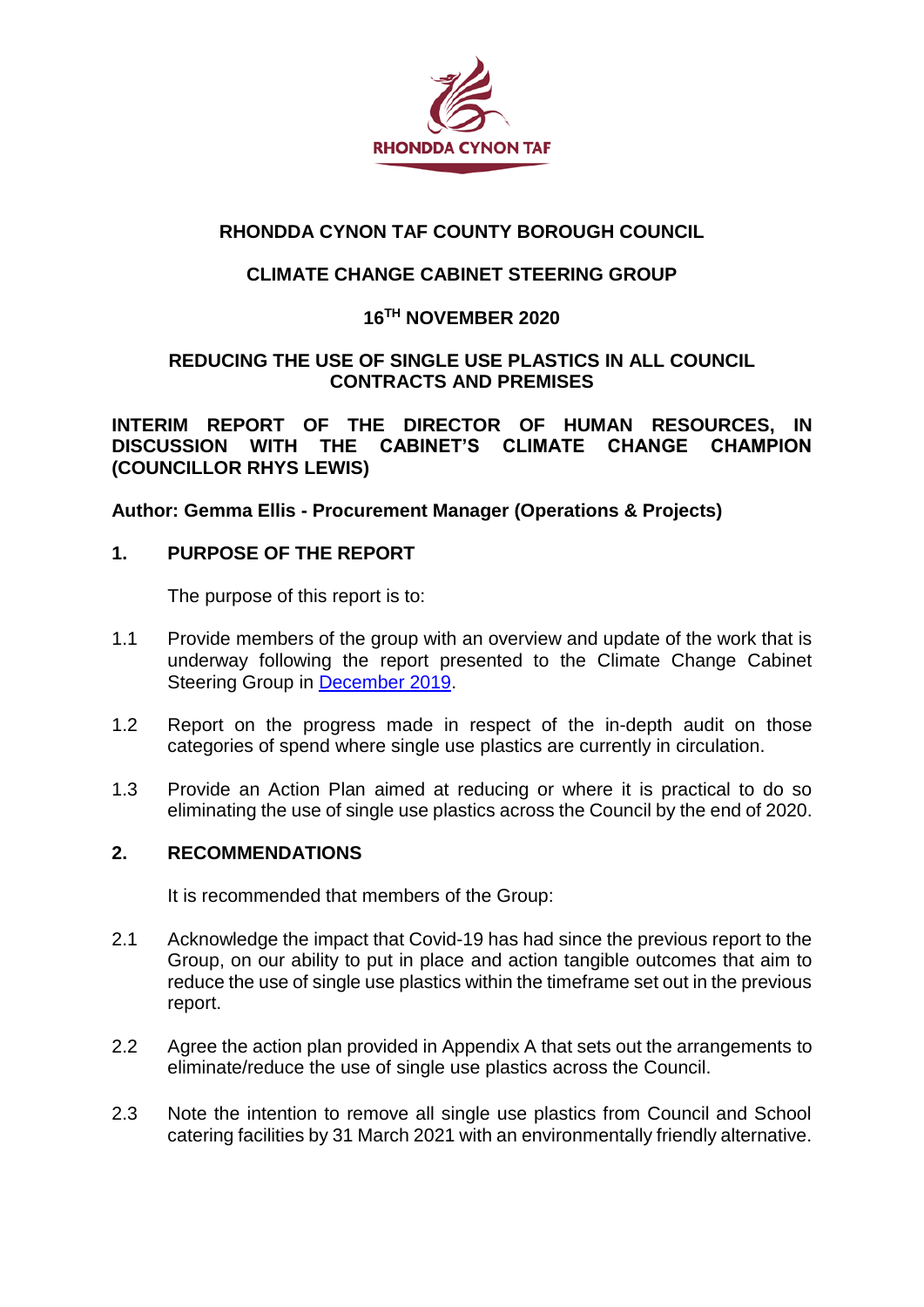RHONDDA CYNON TAF

# RHONDDA CYNON TAF COUNTY BOROUGH COUNCIL

## CLIMATE CHANGE CABINET STEERING GROUP

## 16TH NOVEMBER 2020

## REDUCING THE USE OF SINGLE USE PLASTICS IN ALL COUNCIL CONTRACTS AND PREMISES

**INTERIM REPORT OF THE DIRECTOR OF HUMAN RESOURCES, IN DISCUSSION WITH THE CABINET'S CLIMATE CHANGE CHAMPION (COUNCILLOR RHYS LEWIS)**

**Author: Gemma Ellis - Procurement Manager (Operations & Projects)**

## 1. PURPOSE OF THE REPORT

The purpose of this report is to:

1.1 Provide members of the group with an overview and update of the work that is underway following the report presented to the Climate Change Cabinet Steering Group in [December 2019](December 2019).

1.2 Report on the progress made in respect of the in-depth audit on those categories of spend where single use plastics are currently in circulation.

1.3 Provide an Action Plan aimed at reducing or where it is practical to do so eliminating the use of single use plastics across the Council by the end of 2020.

## 2. RECOMMENDATIONS

It is recommended that members of the Group:

2.1 Acknowledge the impact that Covid-19 has had since the previous report to the Group, on our ability to put in place and action tangible outcomes that aim to reduce the use of single use plastics within the timeframe set out in the previous report.

2.2 Agree the action plan provided in Appendix A that sets out the arrangements to eliminate/reduce the use of single use plastics across the Council.

2.3 Note the intention to remove all single use plastics from Council and School catering facilities by 31 March 2021 with an environmentally friendly alternative.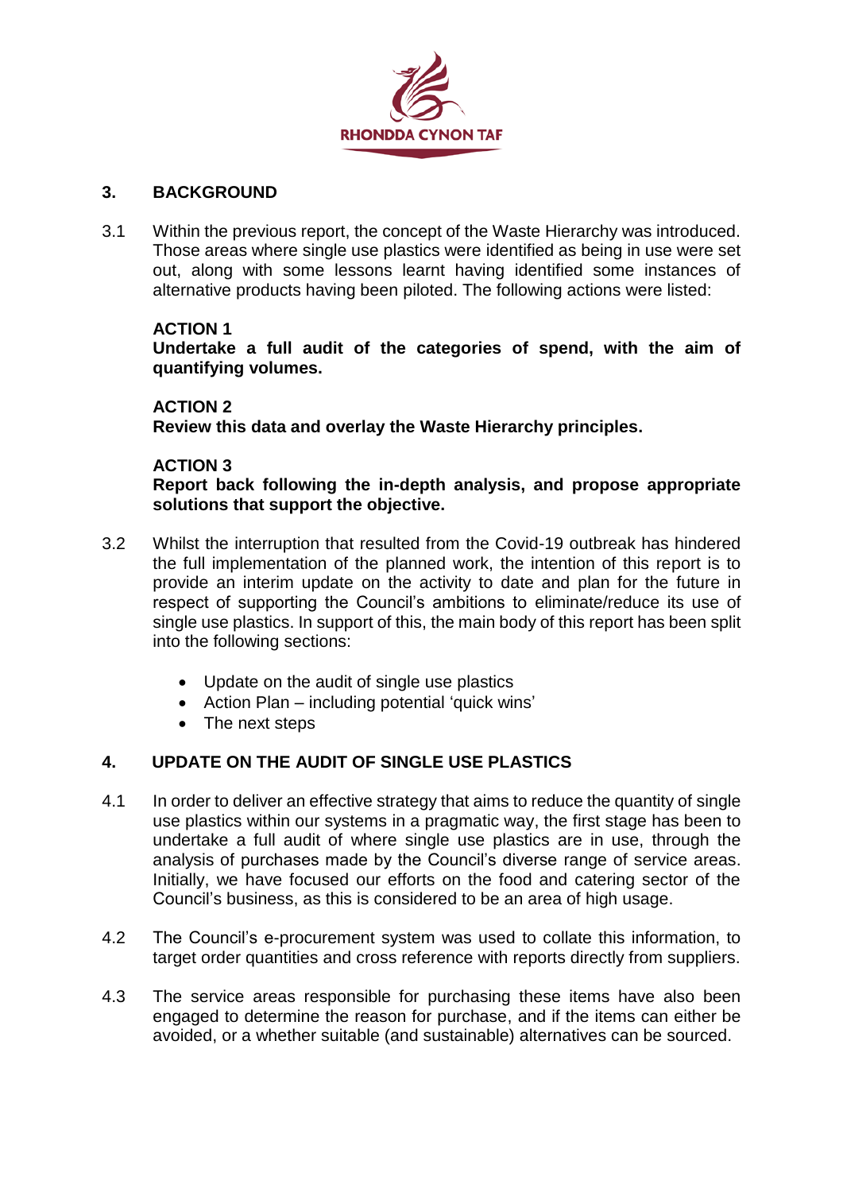## 3. BACKGROUND

3.1 Within the previous report, the concept of the Waste Hierarchy was introduced. Those areas where single use plastics were identified as being in use were set out, along with some lessons learnt having identified some instances of alternative products having been piloted. The following actions were listed:

**ACTION 1**
**Undertake a full audit of the categories of spend, with the aim of quantifying volumes.**

**ACTION 2**
**Review this data and overlay the Waste Hierarchy principles.**

**ACTION 3**
**Report back following the in-depth analysis, and propose appropriate solutions that support the objective.**

3.2 Whilst the interruption that resulted from the Covid-19 outbreak has hindered the full implementation of the planned work, the intention of this report is to provide an interim update on the activity to date and plan for the future in respect of supporting the Council's ambitions to eliminate/reduce its use of single use plastics. In support of this, the main body of this report has been split into the following sections:

- Update on the audit of single use plastics
- Action Plan – including potential 'quick wins'
- The next steps

## 4. UPDATE ON THE AUDIT OF SINGLE USE PLASTICS

4.1 In order to deliver an effective strategy that aims to reduce the quantity of single use plastics within our systems in a pragmatic way, the first stage has been to undertake a full audit of where single use plastics are in use, through the analysis of purchases made by the Council's diverse range of service areas. Initially, we have focused our efforts on the food and catering sector of the Council's business, as this is considered to be an area of high usage.

4.2 The Council's e-procurement system was used to collate this information, to target order quantities and cross reference with reports directly from suppliers.

4.3 The service areas responsible for purchasing these items have also been engaged to determine the reason for purchase, and if the items can either be avoided, or a whether suitable (and sustainable) alternatives can be sourced.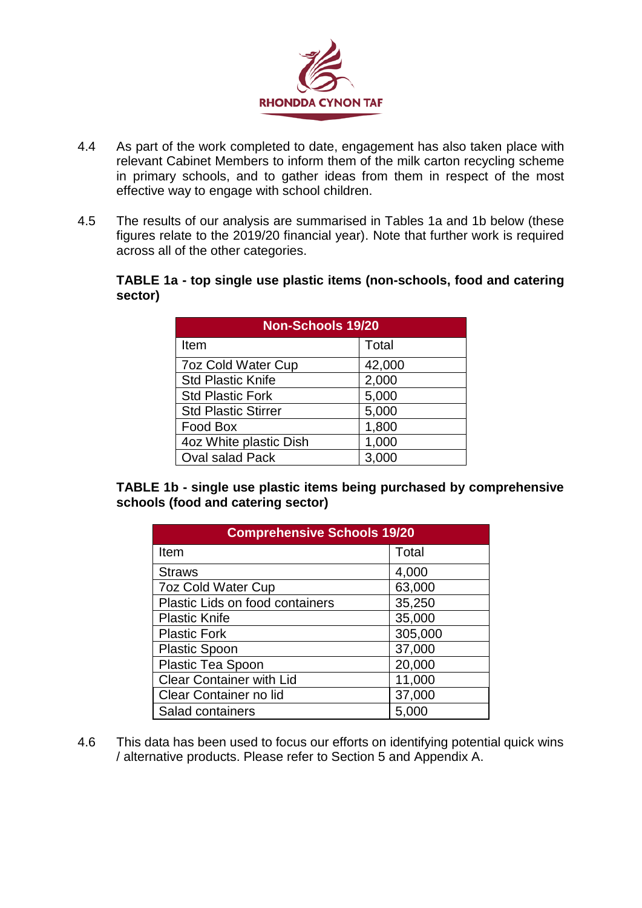4.4 As part of the work completed to date, engagement has also taken place with relevant Cabinet Members to inform them of the milk carton recycling scheme in primary schools, and to gather ideas from them in respect of the most effective way to engage with school children.

4.5 The results of our analysis are summarised in Tables 1a and 1b below (these figures relate to the 2019/20 financial year). Note that further work is required across all of the other categories.

**TABLE 1a - top single use plastic items (non-schools, food and catering sector)**

| Non-Schools 19/20 | |
|---|---|
| Item | Total |
| 7oz Cold Water Cup | 42,000 |
| Std Plastic Knife | 2,000 |
| Std Plastic Fork | 5,000 |
| Std Plastic Stirrer | 5,000 |
| Food Box | 1,800 |
| 4oz White plastic Dish | 1,000 |
| Oval salad Pack | 3,000 |

**TABLE 1b - single use plastic items being purchased by comprehensive schools (food and catering sector)**

| Comprehensive Schools 19/20 | |
|---|---|
| Item | Total |
| Straws | 4,000 |
| 7oz Cold Water Cup | 63,000 |
| Plastic Lids on food containers | 35,250 |
| Plastic Knife | 35,000 |
| Plastic Fork | 305,000 |
| Plastic Spoon | 37,000 |
| Plastic Tea Spoon | 20,000 |
| Clear Container with Lid | 11,000 |
| Clear Container no lid | 37,000 |
| Salad containers | 5,000 |

4.6 This data has been used to focus our efforts on identifying potential quick wins / alternative products. Please refer to Section 5 and Appendix A.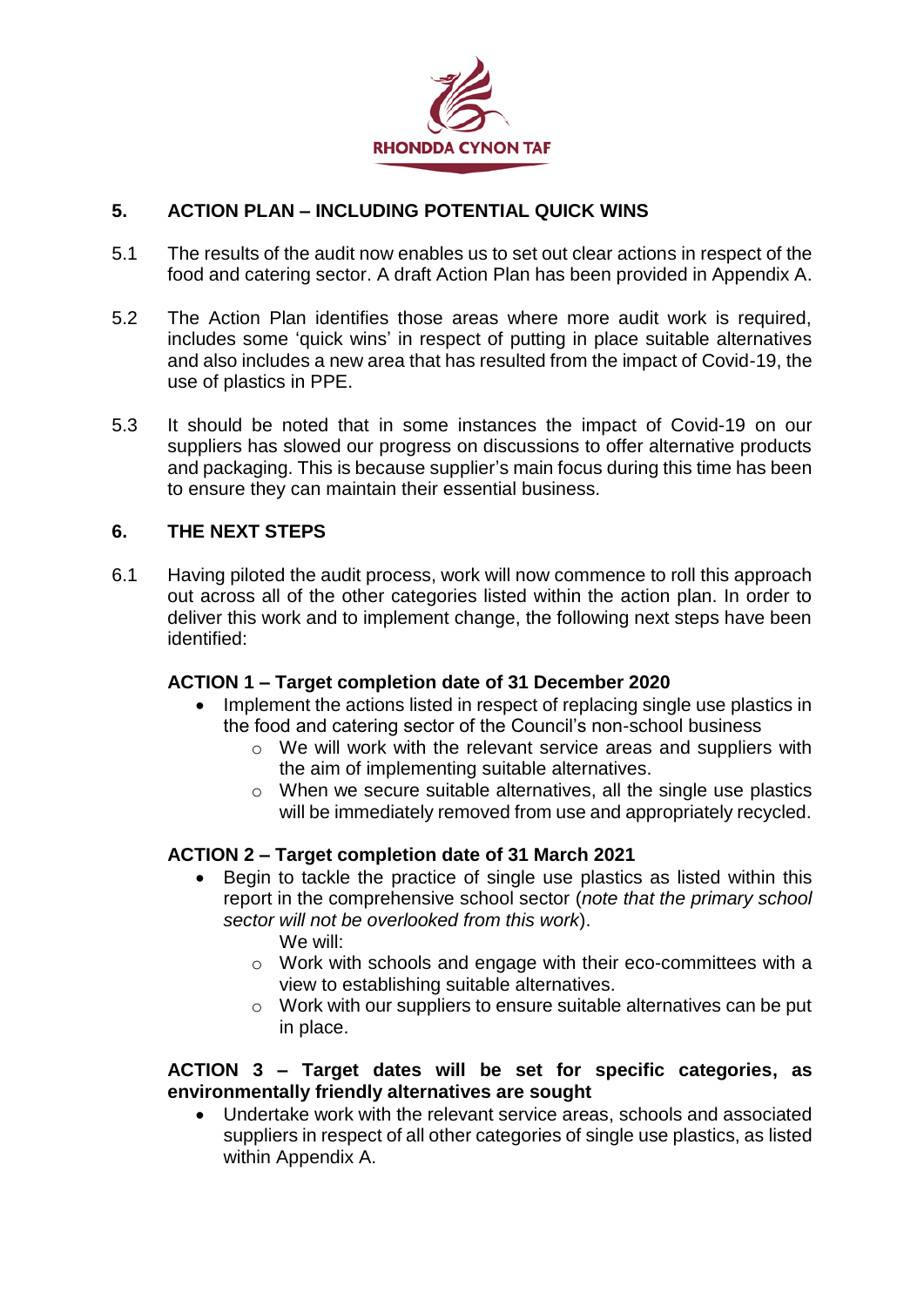## 5. ACTION PLAN – INCLUDING POTENTIAL QUICK WINS

5.1 The results of the audit now enables us to set out clear actions in respect of the food and catering sector. A draft Action Plan has been provided in Appendix A.

5.2 The Action Plan identifies those areas where more audit work is required, includes some 'quick wins' in respect of putting in place suitable alternatives and also includes a new area that has resulted from the impact of Covid-19, the use of plastics in PPE.

5.3 It should be noted that in some instances the impact of Covid-19 on our suppliers has slowed our progress on discussions to offer alternative products and packaging. This is because supplier's main focus during this time has been to ensure they can maintain their essential business.

## 6. THE NEXT STEPS

6.1 Having piloted the audit process, work will now commence to roll this approach out across all of the other categories listed within the action plan. In order to deliver this work and to implement change, the following next steps have been identified:

**ACTION 1 – Target completion date of 31 December 2020**

- Implement the actions listed in respect of replacing single use plastics in the food and catering sector of the Council's non-school business
    - We will work with the relevant service areas and suppliers with the aim of implementing suitable alternatives.
    - When we secure suitable alternatives, all the single use plastics will be immediately removed from use and appropriately recycled.

**ACTION 2 – Target completion date of 31 March 2021**

- Begin to tackle the practice of single use plastics as listed within this report in the comprehensive school sector (*note that the primary school sector will not be overlooked from this work*).

  We will:
    - Work with schools and engage with their eco-committees with a view to establishing suitable alternatives.
    - Work with our suppliers to ensure suitable alternatives can be put in place.

**ACTION 3 – Target dates will be set for specific categories, as environmentally friendly alternatives are sought**

- Undertake work with the relevant service areas, schools and associated suppliers in respect of all other categories of single use plastics, as listed within Appendix A.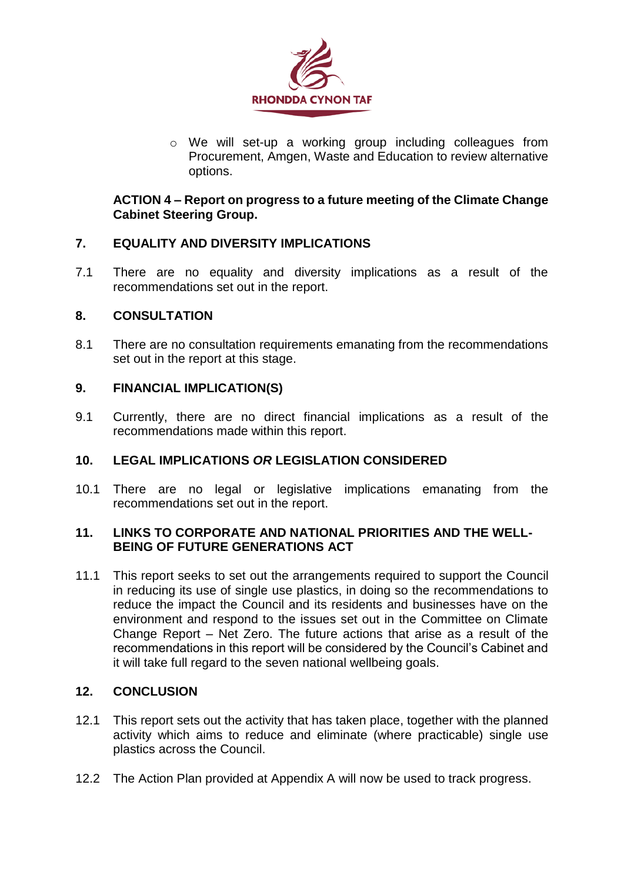- We will set-up a working group including colleagues from Procurement, Amgen, Waste and Education to review alternative options.

**ACTION 4 – Report on progress to a future meeting of the Climate Change Cabinet Steering Group.**

## 7. EQUALITY AND DIVERSITY IMPLICATIONS

7.1 There are no equality and diversity implications as a result of the recommendations set out in the report.

## 8. CONSULTATION

8.1 There are no consultation requirements emanating from the recommendations set out in the report at this stage.

## 9. FINANCIAL IMPLICATION(S)

9.1 Currently, there are no direct financial implications as a result of the recommendations made within this report.

## 10. LEGAL IMPLICATIONS *OR* LEGISLATION CONSIDERED

10.1 There are no legal or legislative implications emanating from the recommendations set out in the report.

## 11. LINKS TO CORPORATE AND NATIONAL PRIORITIES AND THE WELL-BEING OF FUTURE GENERATIONS ACT

11.1 This report seeks to set out the arrangements required to support the Council in reducing its use of single use plastics, in doing so the recommendations to reduce the impact the Council and its residents and businesses have on the environment and respond to the issues set out in the Committee on Climate Change Report – Net Zero. The future actions that arise as a result of the recommendations in this report will be considered by the Council's Cabinet and it will take full regard to the seven national wellbeing goals.

## 12. CONCLUSION

12.1 This report sets out the activity that has taken place, together with the planned activity which aims to reduce and eliminate (where practicable) single use plastics across the Council.

12.2 The Action Plan provided at Appendix A will now be used to track progress.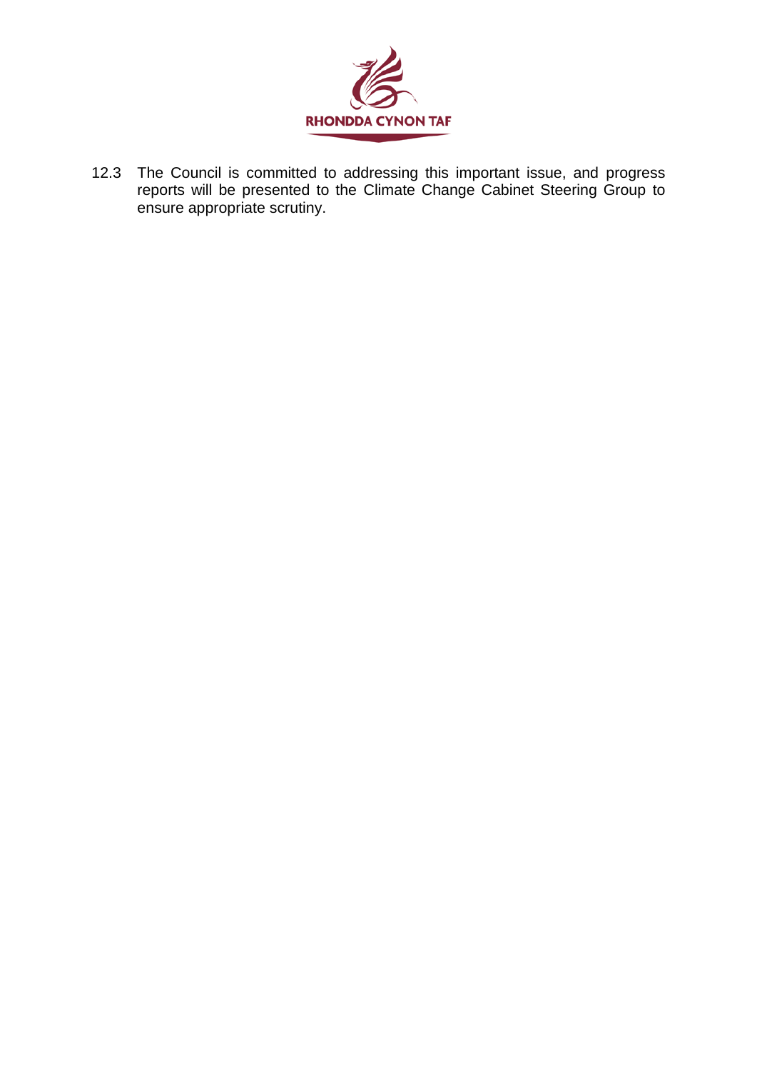12.3 The Council is committed to addressing this important issue, and progress reports will be presented to the Climate Change Cabinet Steering Group to ensure appropriate scrutiny.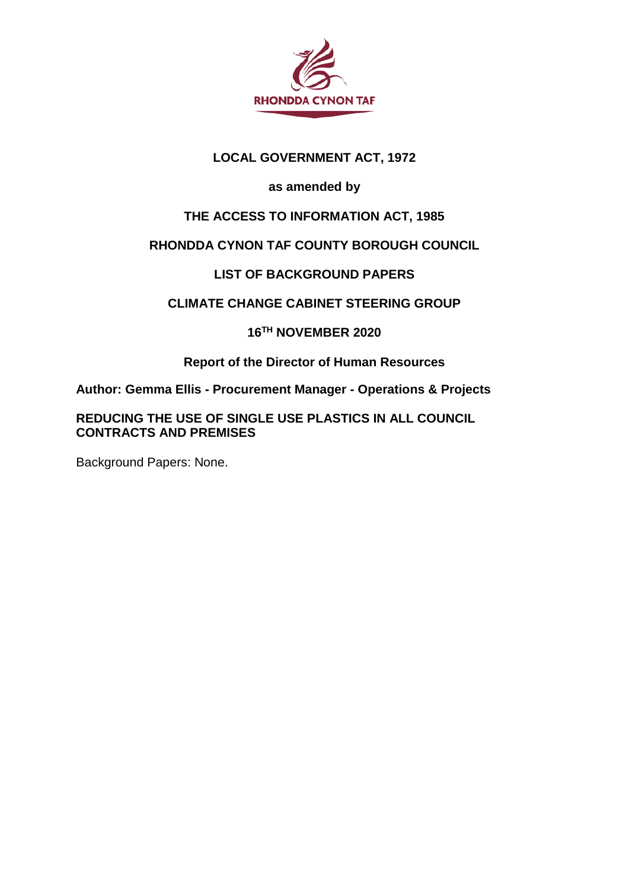**LOCAL GOVERNMENT ACT, 1972**

**as amended by**

**THE ACCESS TO INFORMATION ACT, 1985**

**RHONDDA CYNON TAF COUNTY BOROUGH COUNCIL**

**LIST OF BACKGROUND PAPERS**

**CLIMATE CHANGE CABINET STEERING GROUP**

**16TH NOVEMBER 2020**

**Report of the Director of Human Resources**

**Author: Gemma Ellis - Procurement Manager - Operations & Projects**

**REDUCING THE USE OF SINGLE USE PLASTICS IN ALL COUNCIL CONTRACTS AND PREMISES**

Background Papers: None.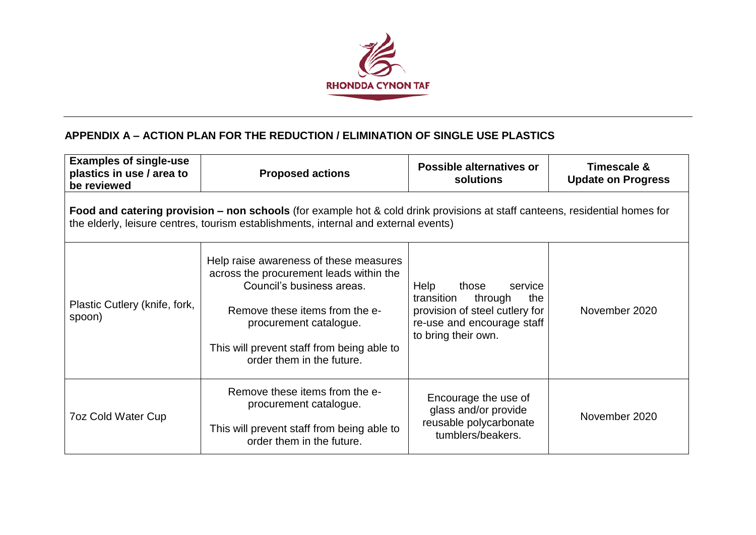RHONDDA CYNON TAF

## APPENDIX A – ACTION PLAN FOR THE REDUCTION / ELIMINATION OF SINGLE USE PLASTICS

| Examples of single-use plastics in use / area to be reviewed | Proposed actions | Possible alternatives or solutions | Timescale & Update on Progress |
| --- | --- | --- | --- |
| **Food and catering provision – non schools** (for example hot & cold drink provisions at staff canteens, residential homes for the elderly, leisure centres, tourism establishments, internal and external events) | | | |
| Plastic Cutlery (knife, fork, spoon) | Help raise awareness of these measures across the procurement leads within the Council's business areas. Remove these items from the e-procurement catalogue. This will prevent staff from being able to order them in the future. | Help those service transition through the provision of steel cutlery for re-use and encourage staff to bring their own. | November 2020 |
| 7oz Cold Water Cup | Remove these items from the e-procurement catalogue. This will prevent staff from being able to order them in the future. | Encourage the use of glass and/or provide reusable polycarbonate tumblers/beakers. | November 2020 |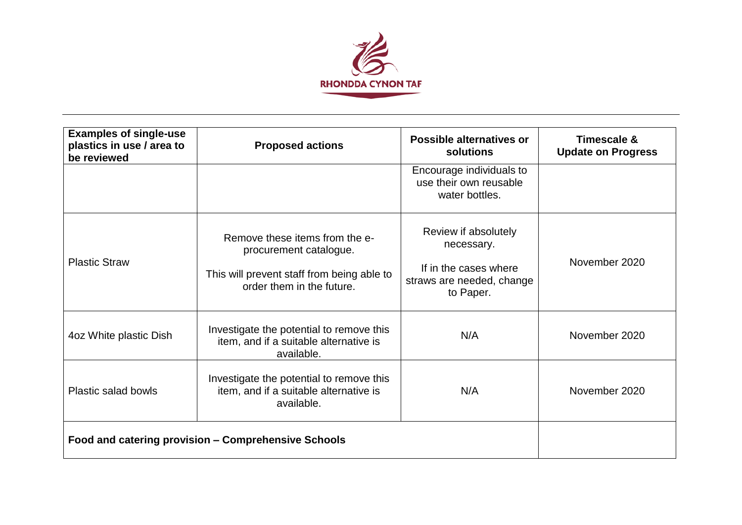| Examples of single-use plastics in use / area to be reviewed | Proposed actions | Possible alternatives or solutions | Timescale & Update on Progress |
|---|---|---|---|
| | | Encourage individuals to use their own reusable water bottles. | |
| Plastic Straw | Remove these items from the e-procurement catalogue. This will prevent staff from being able to order them in the future. | Review if absolutely necessary. If in the cases where straws are needed, change to Paper. | November 2020 |
| 4oz White plastic Dish | Investigate the potential to remove this item, and if a suitable alternative is available. | N/A | November 2020 |
| Plastic salad bowls | Investigate the potential to remove this item, and if a suitable alternative is available. | N/A | November 2020 |
| **Food and catering provision – Comprehensive Schools** | | | |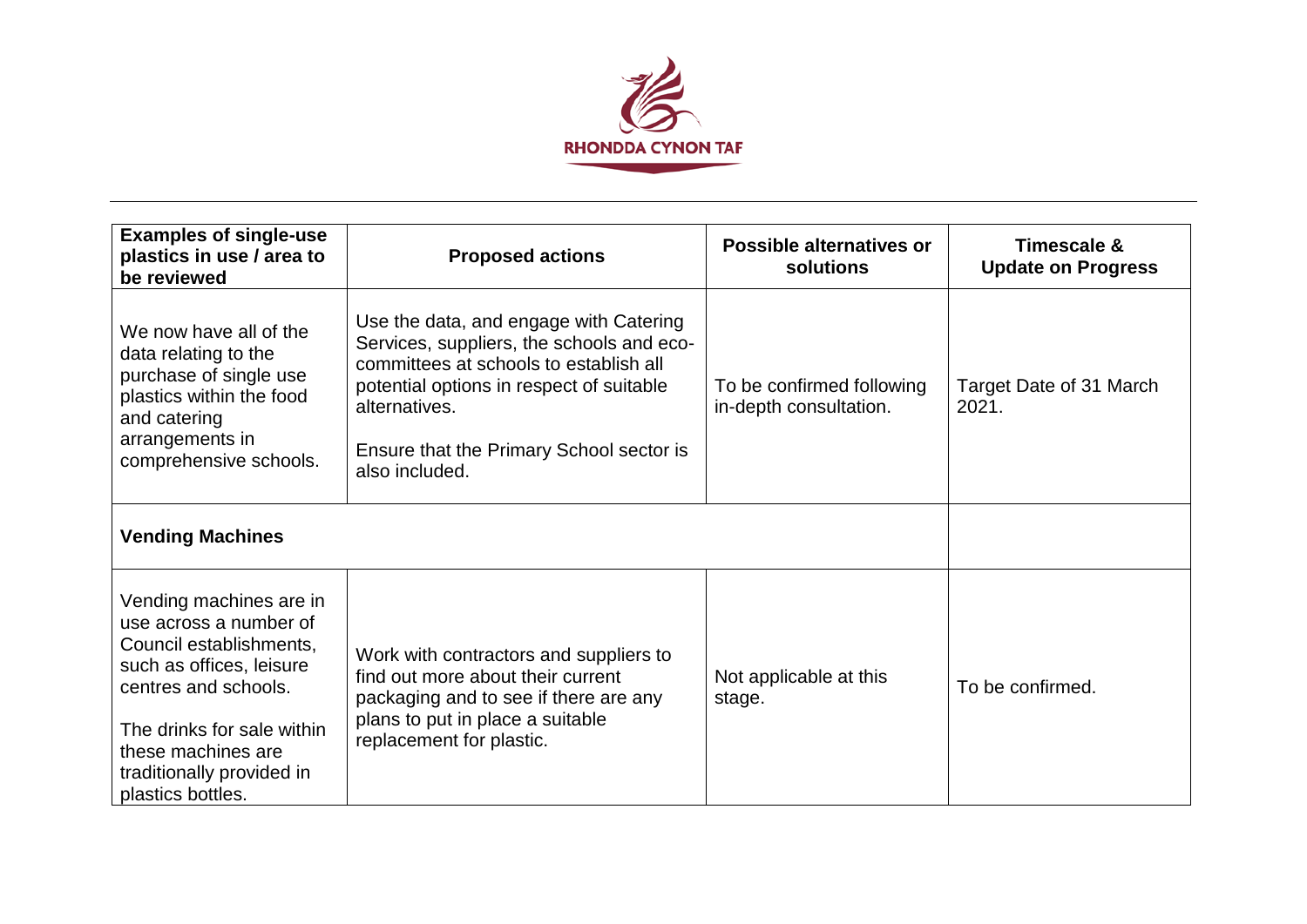| Examples of single-use plastics in use / area to be reviewed | Proposed actions | Possible alternatives or solutions | Timescale & Update on Progress |
|---|---|---|---|
| We now have all of the data relating to the purchase of single use plastics within the food and catering arrangements in comprehensive schools. | Use the data, and engage with Catering Services, suppliers, the schools and eco-committees at schools to establish all potential options in respect of suitable alternatives.<br><br>Ensure that the Primary School sector is also included. | To be confirmed following in-depth consultation. | Target Date of 31 March 2021. |
| **Vending Machines** | | | |
| Vending machines are in use across a number of Council establishments, such as offices, leisure centres and schools.<br><br>The drinks for sale within these machines are traditionally provided in plastics bottles. | Work with contractors and suppliers to find out more about their current packaging and to see if there are any plans to put in place a suitable replacement for plastic. | Not applicable at this stage. | To be confirmed. |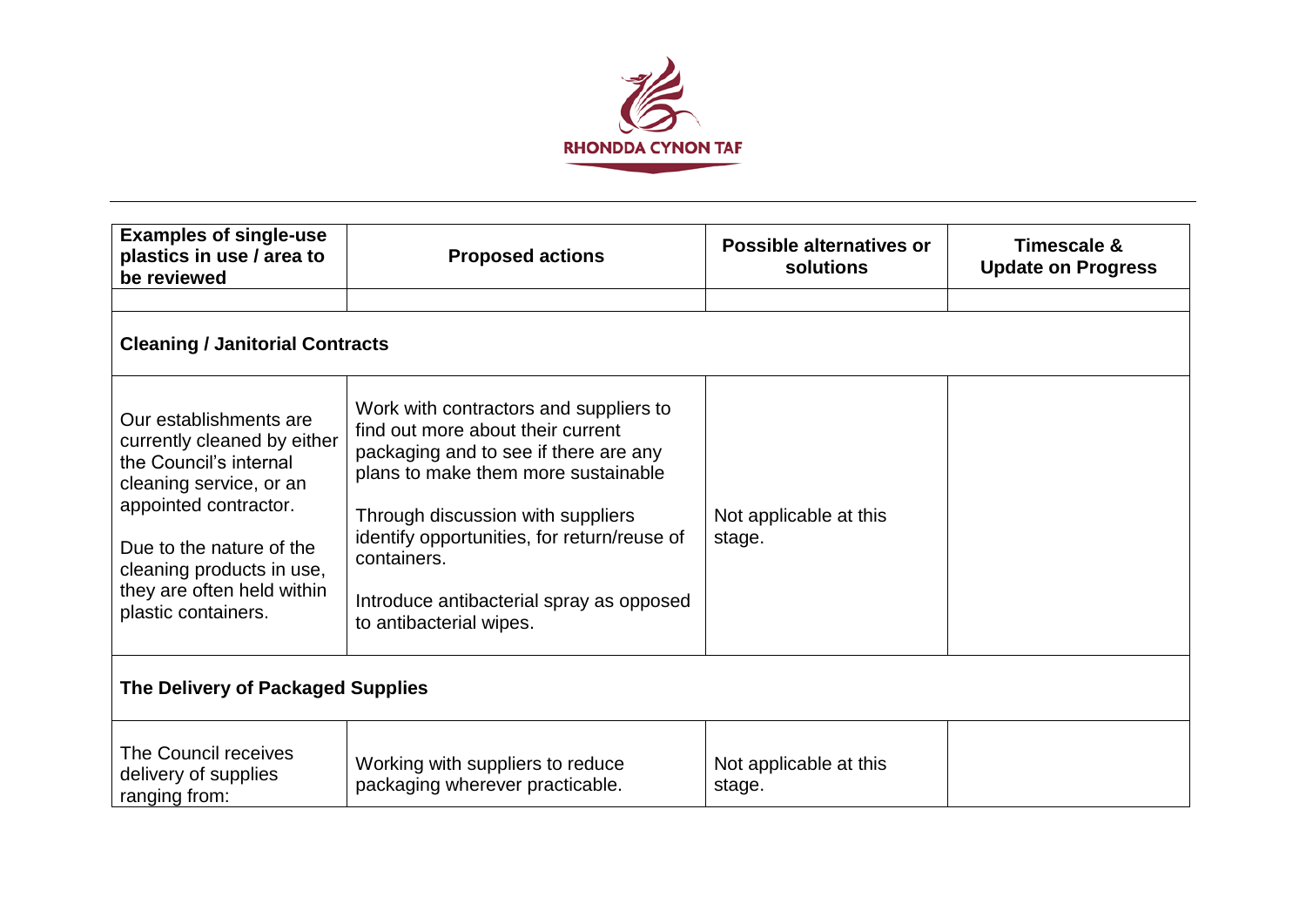| Examples of single-use plastics in use / area to be reviewed | Proposed actions | Possible alternatives or solutions | Timescale & Update on Progress |
|---|---|---|---|
| | | | |
| **Cleaning / Janitorial Contracts** | | | |
| Our establishments are currently cleaned by either the Council's internal cleaning service, or an appointed contractor.<br><br>Due to the nature of the cleaning products in use, they are often held within plastic containers. | Work with contractors and suppliers to find out more about their current packaging and to see if there are any plans to make them more sustainable<br><br>Through discussion with suppliers identify opportunities, for return/reuse of containers.<br><br>Introduce antibacterial spray as opposed to antibacterial wipes. | Not applicable at this stage. | |
| **The Delivery of Packaged Supplies** | | | |
| The Council receives delivery of supplies ranging from: | Working with suppliers to reduce packaging wherever practicable. | Not applicable at this stage. | |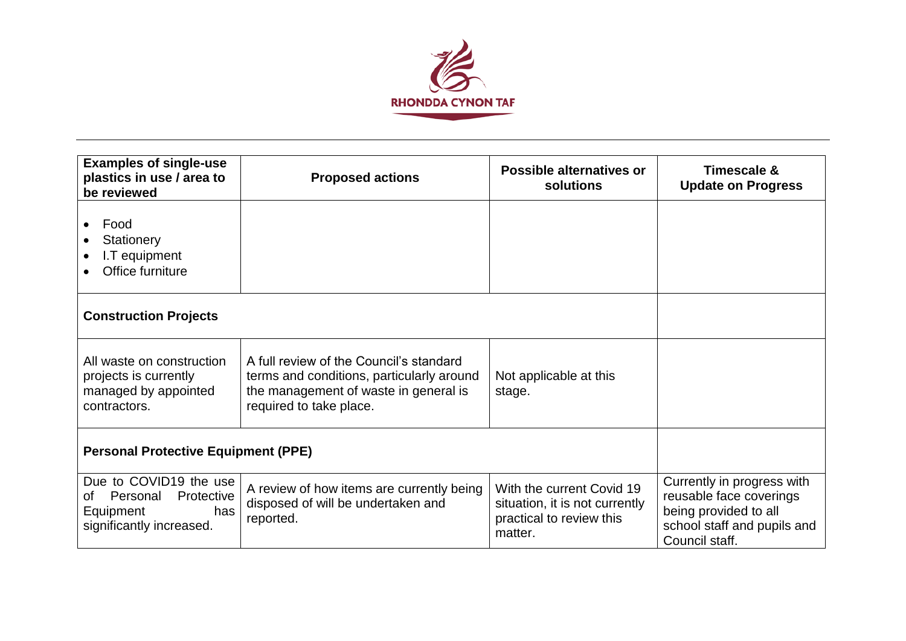| Examples of single-use plastics in use / area to be reviewed | Proposed actions | Possible alternatives or solutions | Timescale & Update on Progress |
|---|---|---|---|
| • Food<br>• Stationery<br>• I.T equipment<br>• Office furniture | | | |
| **Construction Projects** | | | |
| All waste on construction projects is currently managed by appointed contractors. | A full review of the Council's standard terms and conditions, particularly around the management of waste in general is required to take place. | Not applicable at this stage. | |
| **Personal Protective Equipment (PPE)** | | | |
| Due to COVID19 the use of Personal Protective Equipment has significantly increased. | A review of how items are currently being disposed of will be undertaken and reported. | With the current Covid 19 situation, it is not currently practical to review this matter. | Currently in progress with reusable face coverings being provided to all school staff and pupils and Council staff. |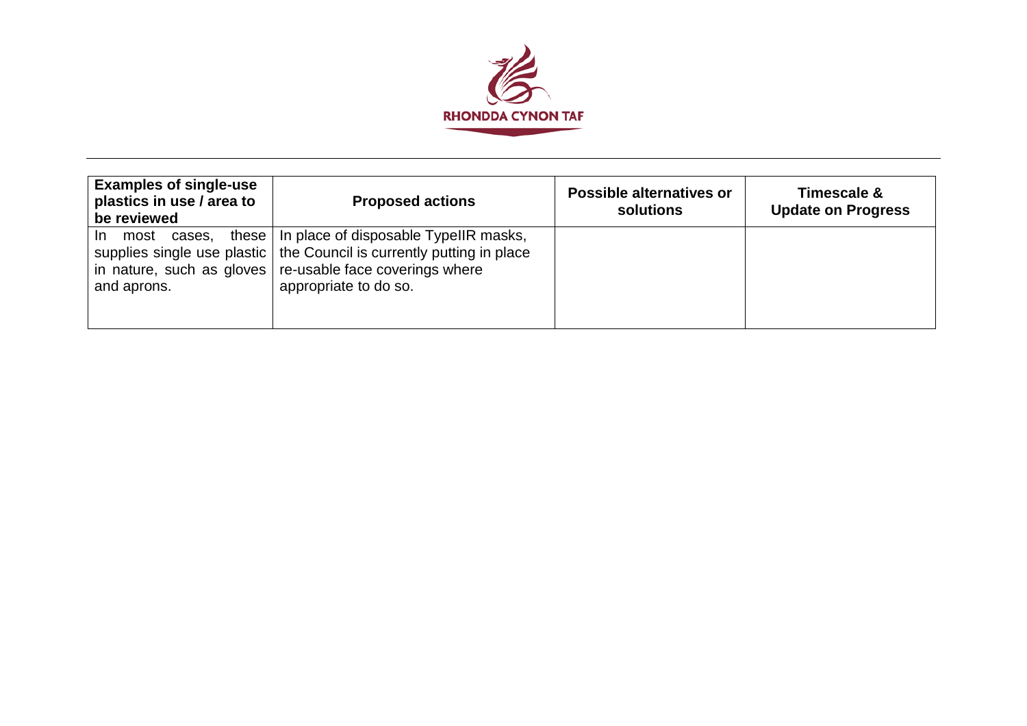| Examples of single-use plastics in use / area to be reviewed | Proposed actions | Possible alternatives or solutions | Timescale & Update on Progress |
|---|---|---|---|
| In most cases, these supplies single use plastic in nature, such as gloves and aprons. | In place of disposable TypeIIR masks, the Council is currently putting in place re-usable face coverings where appropriate to do so. | | |